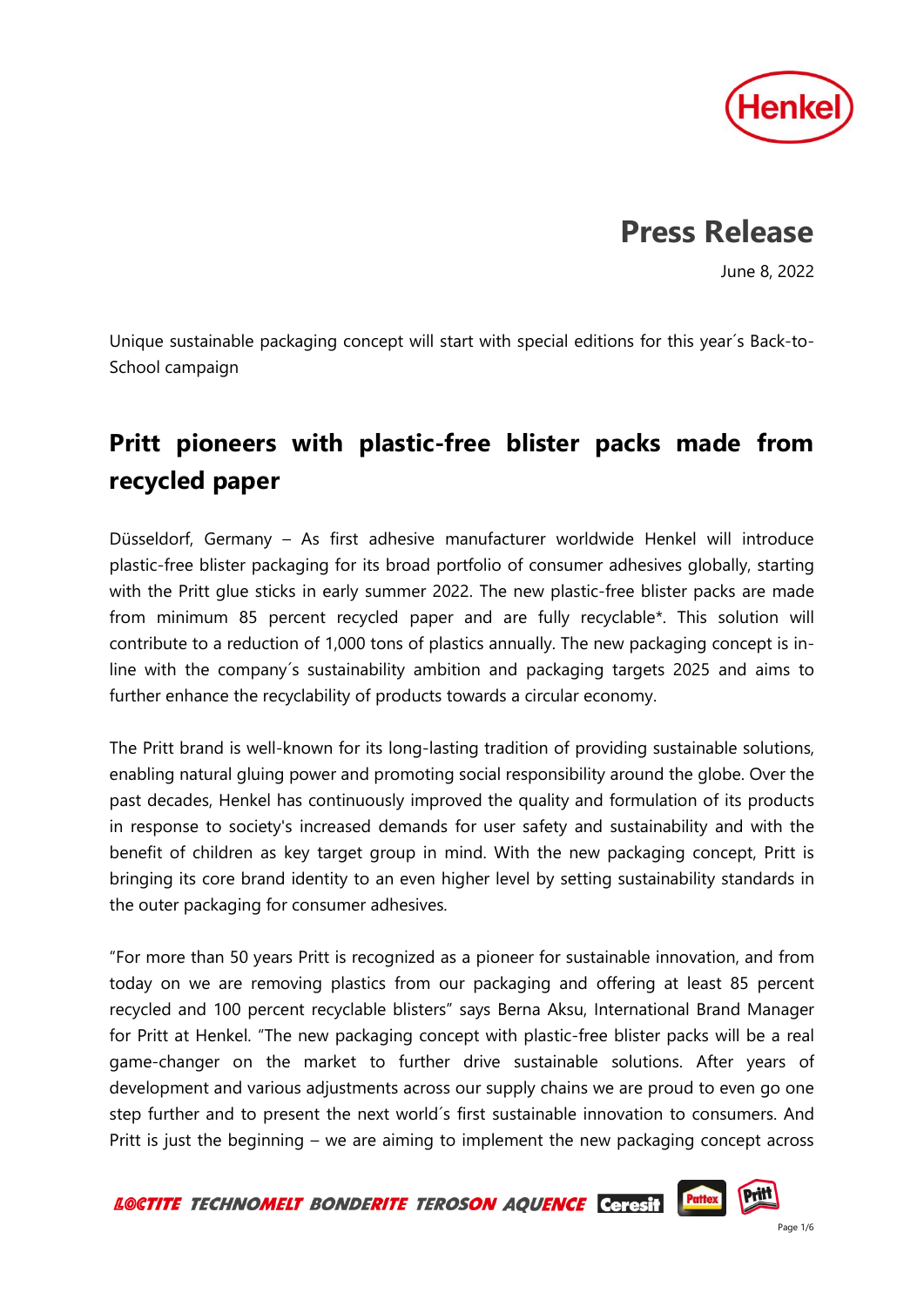# Press Release

June 8, 2022

Unique sustainable packaging concept will start with special editions for this year´s Back-to-School campaign

## Pritt pioneers with plastic-free blister packs made from recycled paper

Düsseldorf, Germany – As first adhesive manufacturer worldwide Henkel will introduce plastic-free blister packaging for its broad portfolio of consumer adhesives globally, starting with the Pritt glue sticks in early summer 2022. The new plastic-free blister packs are made from minimum 85 percent recycled paper and are fully recyclable*. This solution will contribute to a reduction of 1,000 tons of plastics annually. The new packaging concept is in-line with the company´s sustainability ambition and packaging targets 2025 and aims to further enhance the recyclability of products towards a circular economy.

The Pritt brand is well-known for its long-lasting tradition of providing sustainable solutions, enabling natural gluing power and promoting social responsibility around the globe. Over the past decades, Henkel has continuously improved the quality and formulation of its products in response to society's increased demands for user safety and sustainability and with the benefit of children as key target group in mind. With the new packaging concept, Pritt is bringing its core brand identity to an even higher level by setting sustainability standards in the outer packaging for consumer adhesives.

"For more than 50 years Pritt is recognized as a pioneer for sustainable innovation, and from today on we are removing plastics from our packaging and offering at least 85 percent recycled and 100 percent recyclable blisters" says Berna Aksu, International Brand Manager for Pritt at Henkel. "The new packaging concept with plastic-free blister packs will be a real game-changer on the market to further drive sustainable solutions. After years of development and various adjustments across our supply chains we are proud to even go one step further and to present the next world´s first sustainable innovation to consumers. And Pritt is just the beginning – we are aiming to implement the new packaging concept across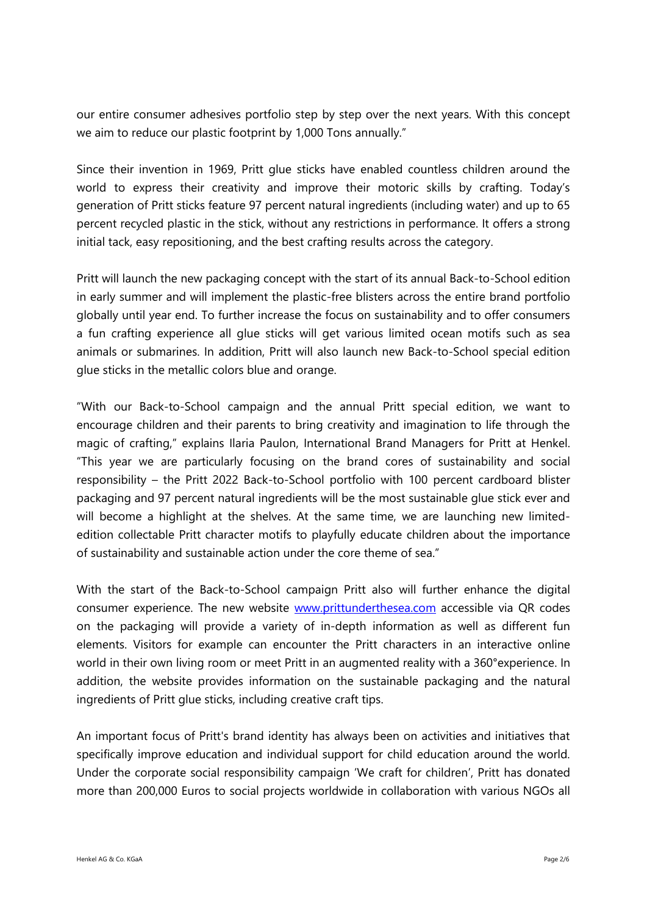our entire consumer adhesives portfolio step by step over the next years. With this concept we aim to reduce our plastic footprint by 1,000 Tons annually."

Since their invention in 1969, Pritt glue sticks have enabled countless children around the world to express their creativity and improve their motoric skills by crafting. Today's generation of Pritt sticks feature 97 percent natural ingredients (including water) and up to 65 percent recycled plastic in the stick, without any restrictions in performance. It offers a strong initial tack, easy repositioning, and the best crafting results across the category.

Pritt will launch the new packaging concept with the start of its annual Back-to-School edition in early summer and will implement the plastic-free blisters across the entire brand portfolio globally until year end. To further increase the focus on sustainability and to offer consumers a fun crafting experience all glue sticks will get various limited ocean motifs such as sea animals or submarines. In addition, Pritt will also launch new Back-to-School special edition glue sticks in the metallic colors blue and orange.

"With our Back-to-School campaign and the annual Pritt special edition, we want to encourage children and their parents to bring creativity and imagination to life through the magic of crafting," explains Ilaria Paulon, International Brand Managers for Pritt at Henkel. "This year we are particularly focusing on the brand cores of sustainability and social responsibility – the Pritt 2022 Back-to-School portfolio with 100 percent cardboard blister packaging and 97 percent natural ingredients will be the most sustainable glue stick ever and will become a highlight at the shelves. At the same time, we are launching new limited-edition collectable Pritt character motifs to playfully educate children about the importance of sustainability and sustainable action under the core theme of sea."

With the start of the Back-to-School campaign Pritt also will further enhance the digital consumer experience. The new website [www.prittunderthesea.com](www.prittunderthesea.com) accessible via QR codes on the packaging will provide a variety of in-depth information as well as different fun elements. Visitors for example can encounter the Pritt characters in an interactive online world in their own living room or meet Pritt in an augmented reality with a 360°experience. In addition, the website provides information on the sustainable packaging and the natural ingredients of Pritt glue sticks, including creative craft tips.

An important focus of Pritt's brand identity has always been on activities and initiatives that specifically improve education and individual support for child education around the world. Under the corporate social responsibility campaign 'We craft for children', Pritt has donated more than 200,000 Euros to social projects worldwide in collaboration with various NGOs all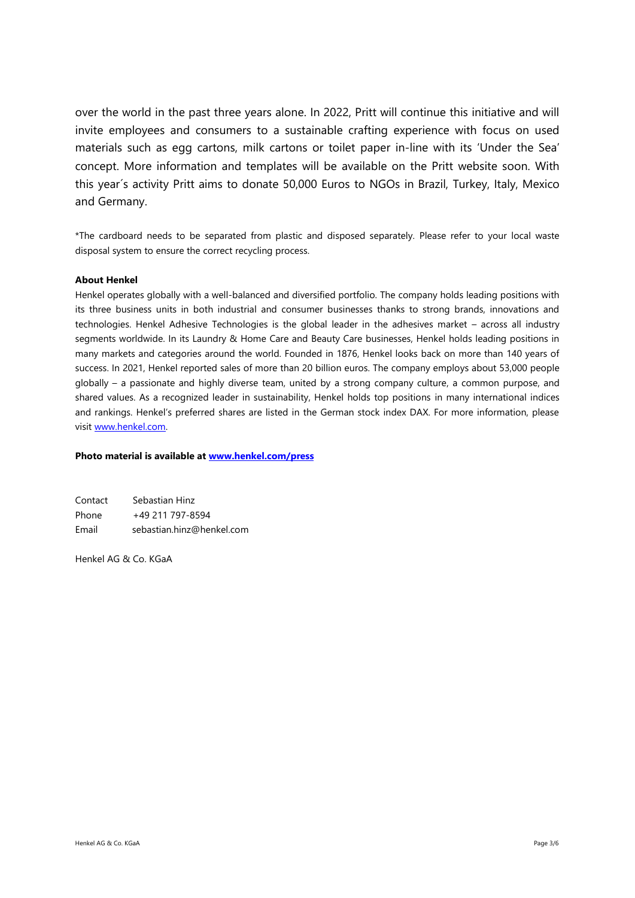over the world in the past three years alone. In 2022, Pritt will continue this initiative and will invite employees and consumers to a sustainable crafting experience with focus on used materials such as egg cartons, milk cartons or toilet paper in-line with its 'Under the Sea' concept. More information and templates will be available on the Pritt website soon. With this year´s activity Pritt aims to donate 50,000 Euros to NGOs in Brazil, Turkey, Italy, Mexico and Germany.

*The cardboard needs to be separated from plastic and disposed separately. Please refer to your local waste disposal system to ensure the correct recycling process.

**About Henkel**

Henkel operates globally with a well-balanced and diversified portfolio. The company holds leading positions with its three business units in both industrial and consumer businesses thanks to strong brands, innovations and technologies. Henkel Adhesive Technologies is the global leader in the adhesives market – across all industry segments worldwide. In its Laundry & Home Care and Beauty Care businesses, Henkel holds leading positions in many markets and categories around the world. Founded in 1876, Henkel looks back on more than 140 years of success. In 2021, Henkel reported sales of more than 20 billion euros. The company employs about 53,000 people globally – a passionate and highly diverse team, united by a strong company culture, a common purpose, and shared values. As a recognized leader in sustainability, Henkel holds top positions in many international indices and rankings. Henkel's preferred shares are listed in the German stock index DAX. For more information, please visit [www.henkel.com](http://www.henkel.com).

**Photo material is available at [www.henkel.com/press](http://www.henkel.com/press)**

Contact Sebastian Hinz
Phone +49 211 797-8594
Email sebastian.hinz@henkel.com

Henkel AG & Co. KGaA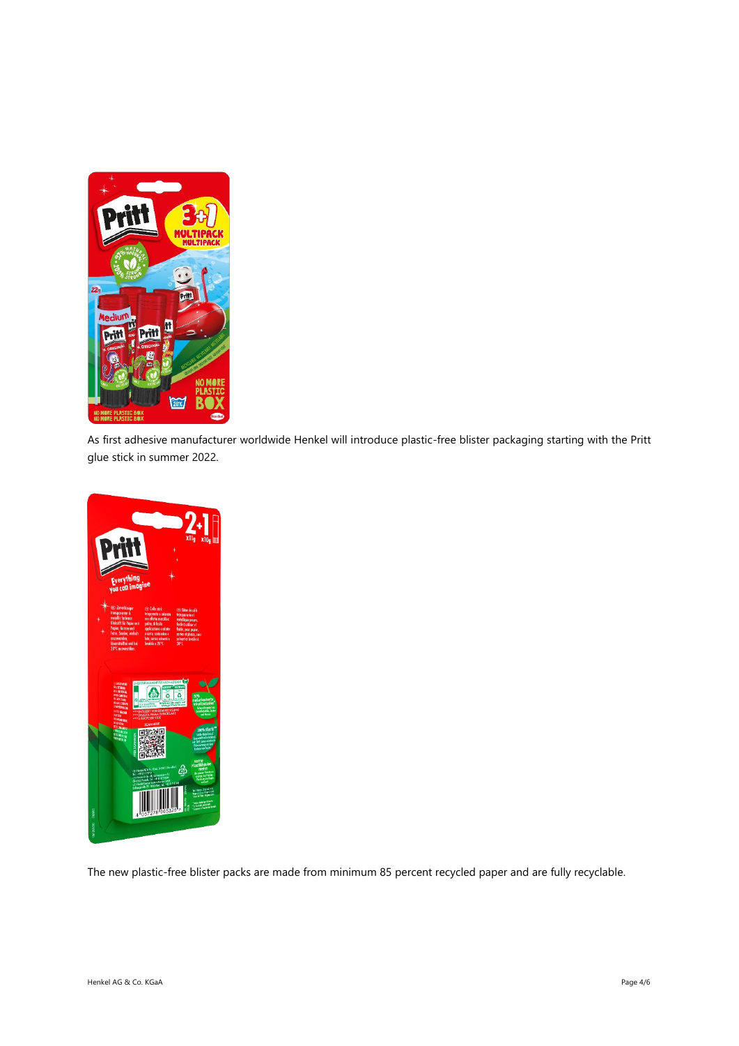As first adhesive manufacturer worldwide Henkel will introduce plastic-free blister packaging starting with the Pritt glue stick in summer 2022.

The new plastic-free blister packs are made from minimum 85 percent recycled paper and are fully recyclable.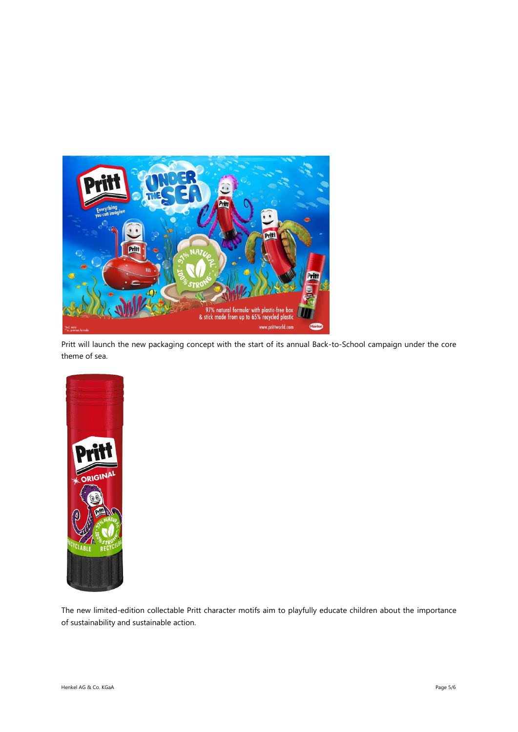Pritt will launch the new packaging concept with the start of its annual Back-to-School campaign under the core theme of sea.

The new limited-edition collectable Pritt character motifs aim to playfully educate children about the importance of sustainability and sustainable action.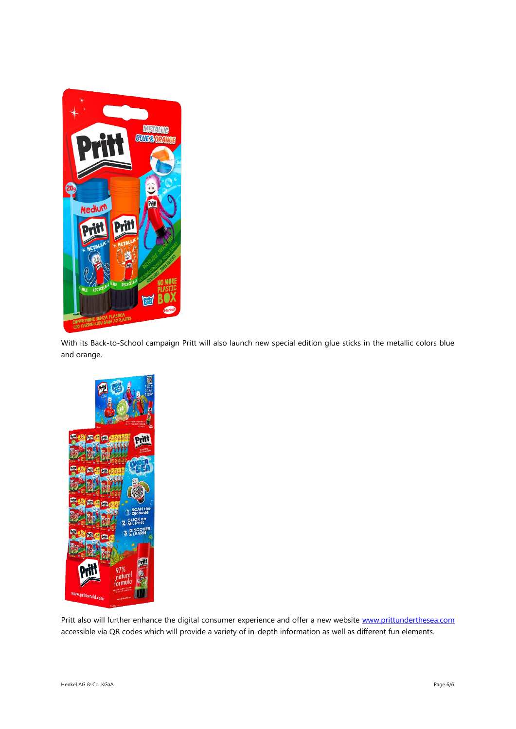With its Back-to-School campaign Pritt will also launch new special edition glue sticks in the metallic colors blue and orange.

Pritt also will further enhance the digital consumer experience and offer a new website [www.prittunderthesea.com](http://www.prittunderthesea.com) accessible via QR codes which will provide a variety of in-depth information as well as different fun elements.